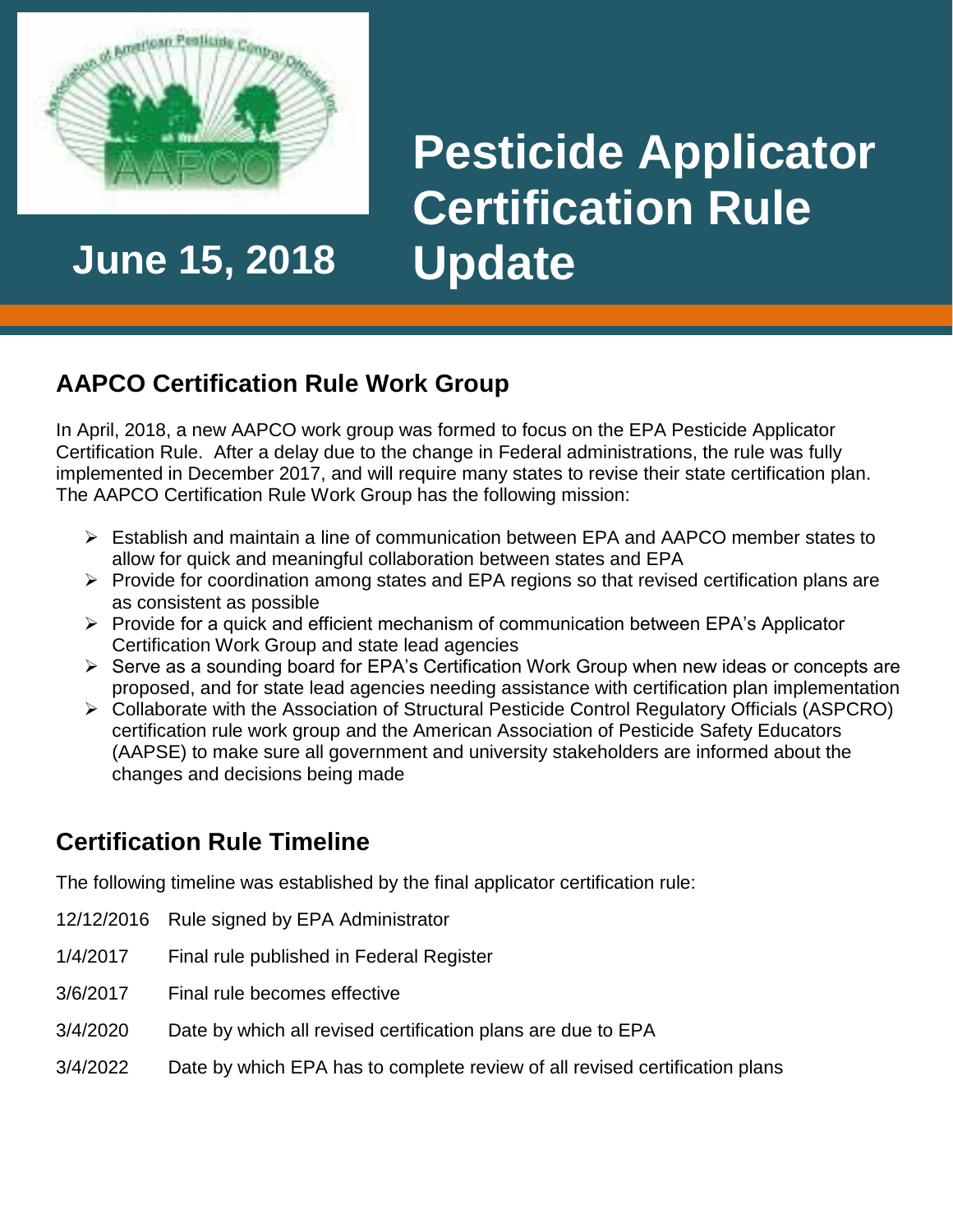# Pesticide Applicator Certification Rule Update

**June 15, 2018**

## AAPCO Certification Rule Work Group

In April, 2018, a new AAPCO work group was formed to focus on the EPA Pesticide Applicator Certification Rule. After a delay due to the change in Federal administrations, the rule was fully implemented in December 2017, and will require many states to revise their state certification plan. The AAPCO Certification Rule Work Group has the following mission:

- Establish and maintain a line of communication between EPA and AAPCO member states to allow for quick and meaningful collaboration between states and EPA
- Provide for coordination among states and EPA regions so that revised certification plans are as consistent as possible
- Provide for a quick and efficient mechanism of communication between EPA's Applicator Certification Work Group and state lead agencies
- Serve as a sounding board for EPA's Certification Work Group when new ideas or concepts are proposed, and for state lead agencies needing assistance with certification plan implementation
- Collaborate with the Association of Structural Pesticide Control Regulatory Officials (ASPCRO) certification rule work group and the American Association of Pesticide Safety Educators (AAPSE) to make sure all government and university stakeholders are informed about the changes and decisions being made

## Certification Rule Timeline

The following timeline was established by the final applicator certification rule:

| Date | Event |
|---|---|
| 12/12/2016 | Rule signed by EPA Administrator |
| 1/4/2017 | Final rule published in Federal Register |
| 3/6/2017 | Final rule becomes effective |
| 3/4/2020 | Date by which all revised certification plans are due to EPA |
| 3/4/2022 | Date by which EPA has to complete review of all revised certification plans |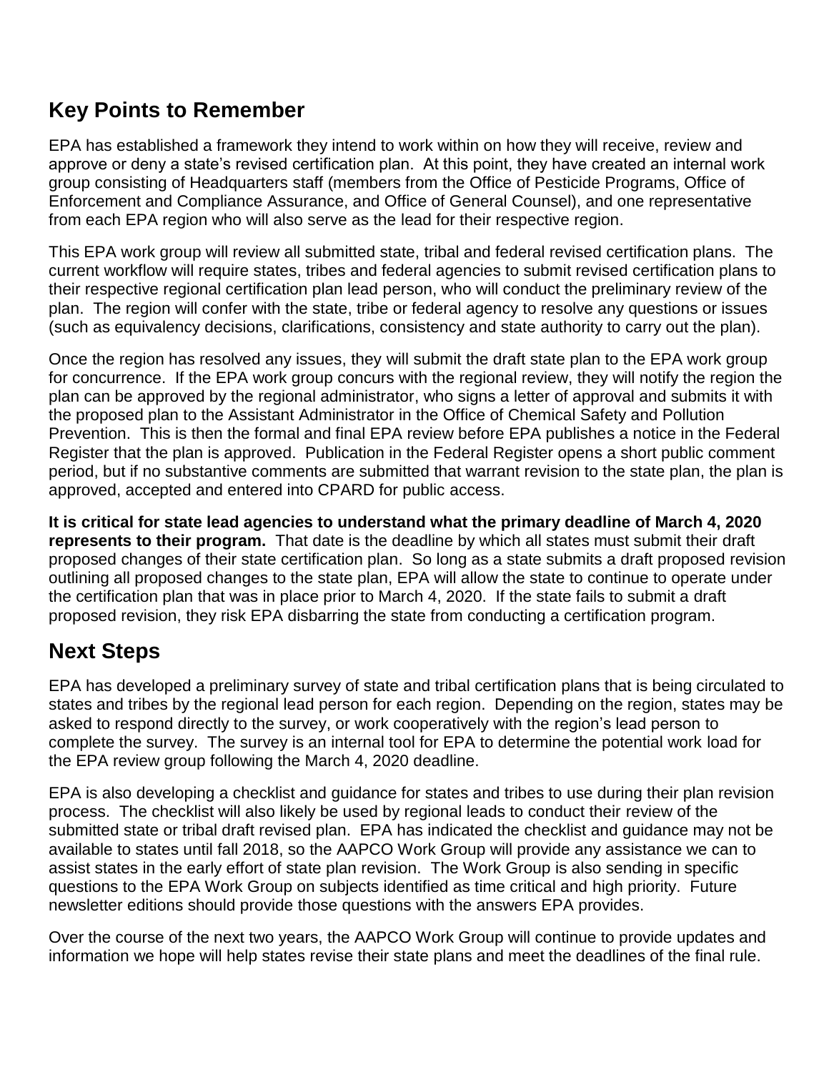## Key Points to Remember

EPA has established a framework they intend to work within on how they will receive, review and approve or deny a state's revised certification plan. At this point, they have created an internal work group consisting of Headquarters staff (members from the Office of Pesticide Programs, Office of Enforcement and Compliance Assurance, and Office of General Counsel), and one representative from each EPA region who will also serve as the lead for their respective region.

This EPA work group will review all submitted state, tribal and federal revised certification plans. The current workflow will require states, tribes and federal agencies to submit revised certification plans to their respective regional certification plan lead person, who will conduct the preliminary review of the plan. The region will confer with the state, tribe or federal agency to resolve any questions or issues (such as equivalency decisions, clarifications, consistency and state authority to carry out the plan).

Once the region has resolved any issues, they will submit the draft state plan to the EPA work group for concurrence. If the EPA work group concurs with the regional review, they will notify the region the plan can be approved by the regional administrator, who signs a letter of approval and submits it with the proposed plan to the Assistant Administrator in the Office of Chemical Safety and Pollution Prevention. This is then the formal and final EPA review before EPA publishes a notice in the Federal Register that the plan is approved. Publication in the Federal Register opens a short public comment period, but if no substantive comments are submitted that warrant revision to the state plan, the plan is approved, accepted and entered into CPARD for public access.

**It is critical for state lead agencies to understand what the primary deadline of March 4, 2020 represents to their program.** That date is the deadline by which all states must submit their draft proposed changes of their state certification plan. So long as a state submits a draft proposed revision outlining all proposed changes to the state plan, EPA will allow the state to continue to operate under the certification plan that was in place prior to March 4, 2020. If the state fails to submit a draft proposed revision, they risk EPA disbarring the state from conducting a certification program.

## Next Steps

EPA has developed a preliminary survey of state and tribal certification plans that is being circulated to states and tribes by the regional lead person for each region. Depending on the region, states may be asked to respond directly to the survey, or work cooperatively with the region's lead person to complete the survey. The survey is an internal tool for EPA to determine the potential work load for the EPA review group following the March 4, 2020 deadline.

EPA is also developing a checklist and guidance for states and tribes to use during their plan revision process. The checklist will also likely be used by regional leads to conduct their review of the submitted state or tribal draft revised plan. EPA has indicated the checklist and guidance may not be available to states until fall 2018, so the AAPCO Work Group will provide any assistance we can to assist states in the early effort of state plan revision. The Work Group is also sending in specific questions to the EPA Work Group on subjects identified as time critical and high priority. Future newsletter editions should provide those questions with the answers EPA provides.

Over the course of the next two years, the AAPCO Work Group will continue to provide updates and information we hope will help states revise their state plans and meet the deadlines of the final rule.